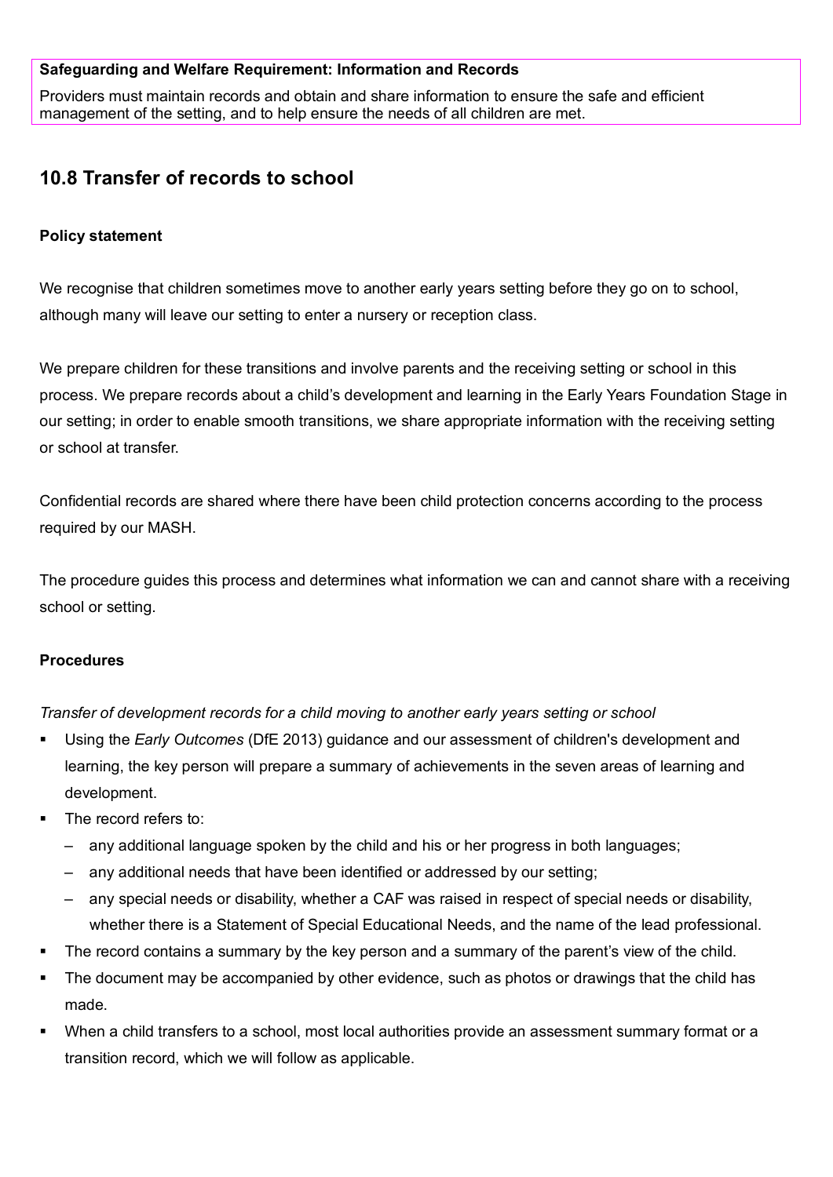**Safeguarding and Welfare Requirement: Information and Records**

Providers must maintain records and obtain and share information to ensure the safe and efficient management of the setting, and to help ensure the needs of all children are met.

## 10.8 Transfer of records to school

**Policy statement**

We recognise that children sometimes move to another early years setting before they go on to school, although many will leave our setting to enter a nursery or reception class.

We prepare children for these transitions and involve parents and the receiving setting or school in this process. We prepare records about a child's development and learning in the Early Years Foundation Stage in our setting; in order to enable smooth transitions, we share appropriate information with the receiving setting or school at transfer.

Confidential records are shared where there have been child protection concerns according to the process required by our MASH.

The procedure guides this process and determines what information we can and cannot share with a receiving school or setting.

**Procedures**

*Transfer of development records for a child moving to another early years setting or school*

- Using the *Early Outcomes* (DfE 2013) guidance and our assessment of children's development and learning, the key person will prepare a summary of achievements in the seven areas of learning and development.
- The record refers to:
  - any additional language spoken by the child and his or her progress in both languages;
  - any additional needs that have been identified or addressed by our setting;
  - any special needs or disability, whether a CAF was raised in respect of special needs or disability, whether there is a Statement of Special Educational Needs, and the name of the lead professional.
- The record contains a summary by the key person and a summary of the parent's view of the child.
- The document may be accompanied by other evidence, such as photos or drawings that the child has made.
- When a child transfers to a school, most local authorities provide an assessment summary format or a transition record, which we will follow as applicable.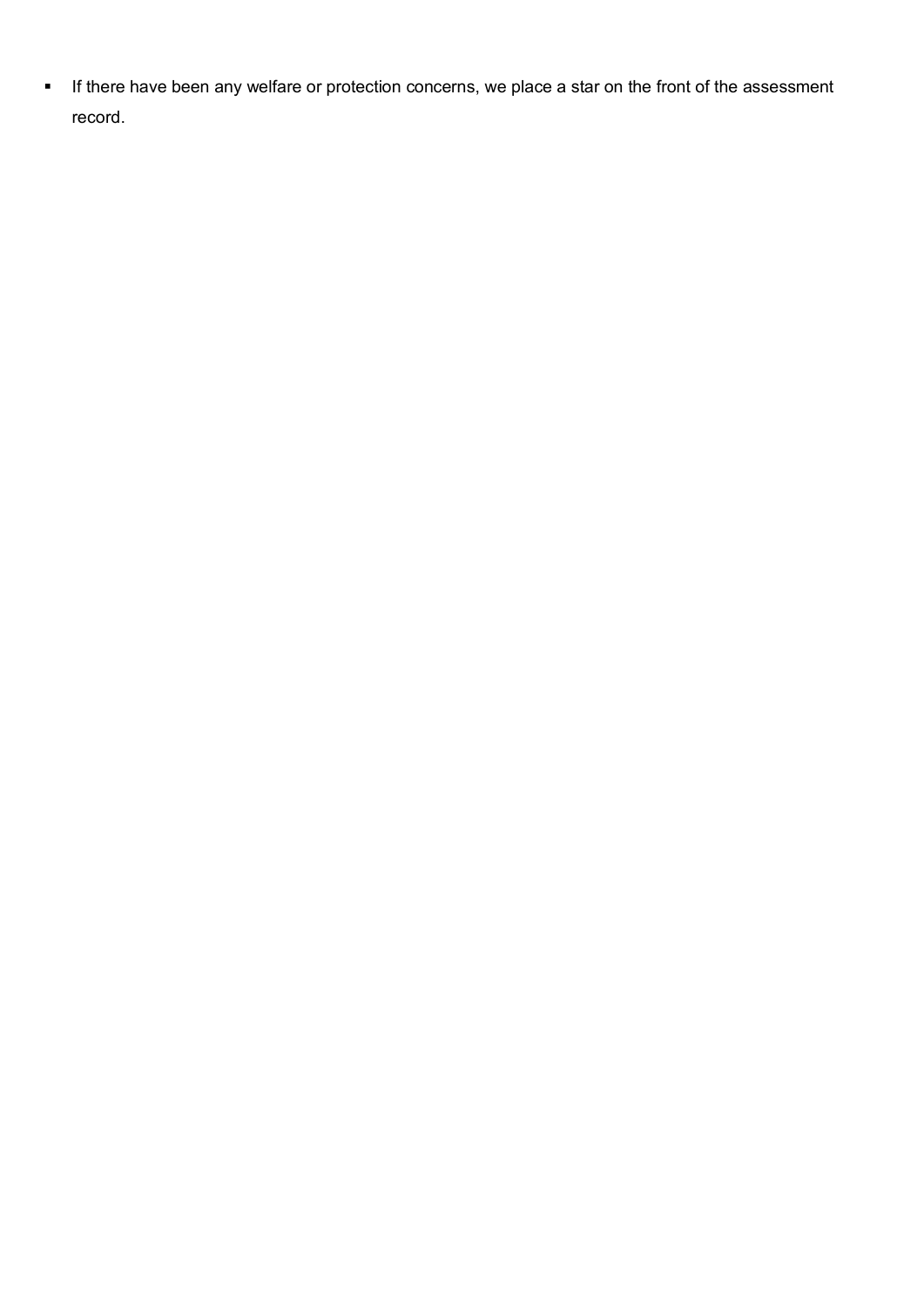- If there have been any welfare or protection concerns, we place a star on the front of the assessment record.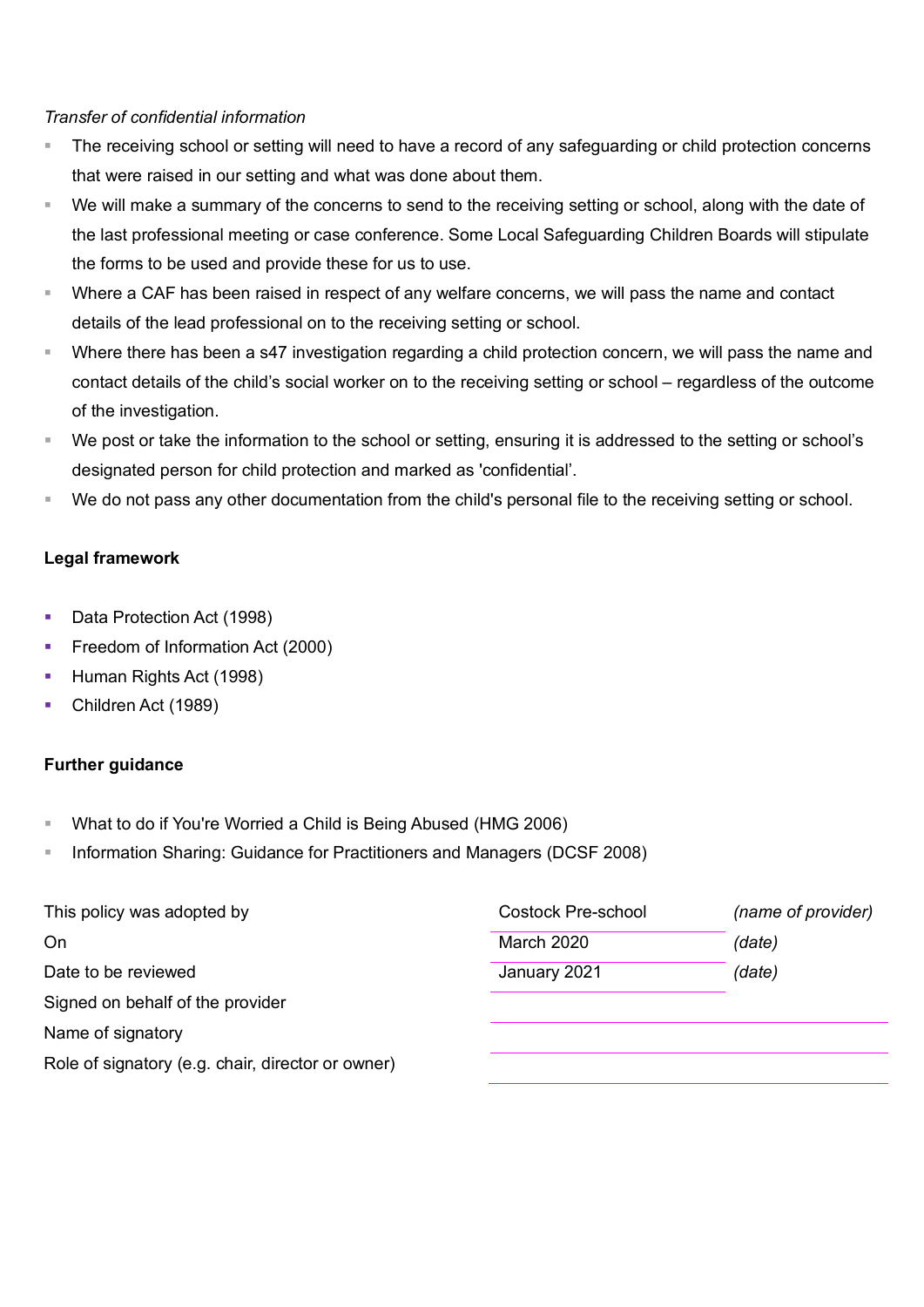*Transfer of confidential information*

- The receiving school or setting will need to have a record of any safeguarding or child protection concerns that were raised in our setting and what was done about them.
- We will make a summary of the concerns to send to the receiving setting or school, along with the date of the last professional meeting or case conference. Some Local Safeguarding Children Boards will stipulate the forms to be used and provide these for us to use.
- Where a CAF has been raised in respect of any welfare concerns, we will pass the name and contact details of the lead professional on to the receiving setting or school.
- Where there has been a s47 investigation regarding a child protection concern, we will pass the name and contact details of the child's social worker on to the receiving setting or school – regardless of the outcome of the investigation.
- We post or take the information to the school or setting, ensuring it is addressed to the setting or school's designated person for child protection and marked as 'confidential'.
- We do not pass any other documentation from the child's personal file to the receiving setting or school.

**Legal framework**

- Data Protection Act (1998)
- Freedom of Information Act (2000)
- Human Rights Act (1998)
- Children Act (1989)

**Further guidance**

- What to do if You're Worried a Child is Being Abused (HMG 2006)
- Information Sharing: Guidance for Practitioners and Managers (DCSF 2008)

| | | |
|---|---|---|
| This policy was adopted by | Costock Pre-school | *(name of provider)* |
| On | March 2020 | *(date)* |
| Date to be reviewed | January 2021 | *(date)* |
| Signed on behalf of the provider | | |
| Name of signatory | | |
| Role of signatory (e.g. chair, director or owner) | | |